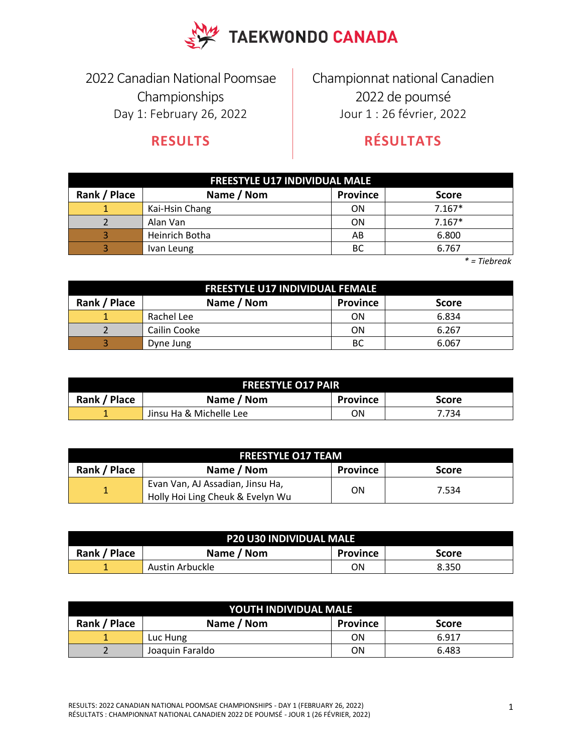# TAEKWONDO CANADA

2022 Canadian National Poomsae Championships
Day 1: February 26, 2022

## RESULTS

Championnat national Canadien 2022 de poumsé
Jour 1 : 26 février, 2022

## RÉSULTATS

| FREESTYLE U17 INDIVIDUAL MALE | | | |
|---|---|---|---|
| **Rank / Place** | **Name / Nom** | **Province** | **Score** |
| 1 | Kai-Hsin Chang | ON | 7.167* |
| 2 | Alan Van | ON | 7.167* |
| 3 | Heinrich Botha | AB | 6.800 |
| 3 | Ivan Leung | BC | 6.767 |

*\* = Tiebreak*

| FREESTYLE U17 INDIVIDUAL FEMALE | | | |
|---|---|---|---|
| **Rank / Place** | **Name / Nom** | **Province** | **Score** |
| 1 | Rachel Lee | ON | 6.834 |
| 2 | Cailin Cooke | ON | 6.267 |
| 3 | Dyne Jung | BC | 6.067 |

| FREESTYLE O17 PAIR | | | |
|---|---|---|---|
| **Rank / Place** | **Name / Nom** | **Province** | **Score** |
| 1 | Jinsu Ha & Michelle Lee | ON | 7.734 |

| FREESTYLE O17 TEAM | | | |
|---|---|---|---|
| **Rank / Place** | **Name / Nom** | **Province** | **Score** |
| 1 | Evan Van, AJ Assadian, Jinsu Ha, Holly Hoi Ling Cheuk & Evelyn Wu | ON | 7.534 |

| P20 U30 INDIVIDUAL MALE | | | |
|---|---|---|---|
| **Rank / Place** | **Name / Nom** | **Province** | **Score** |
| 1 | Austin Arbuckle | ON | 8.350 |

| YOUTH INDIVIDUAL MALE | | | |
|---|---|---|---|
| **Rank / Place** | **Name / Nom** | **Province** | **Score** |
| 1 | Luc Hung | ON | 6.917 |
| 2 | Joaquin Faraldo | ON | 6.483 |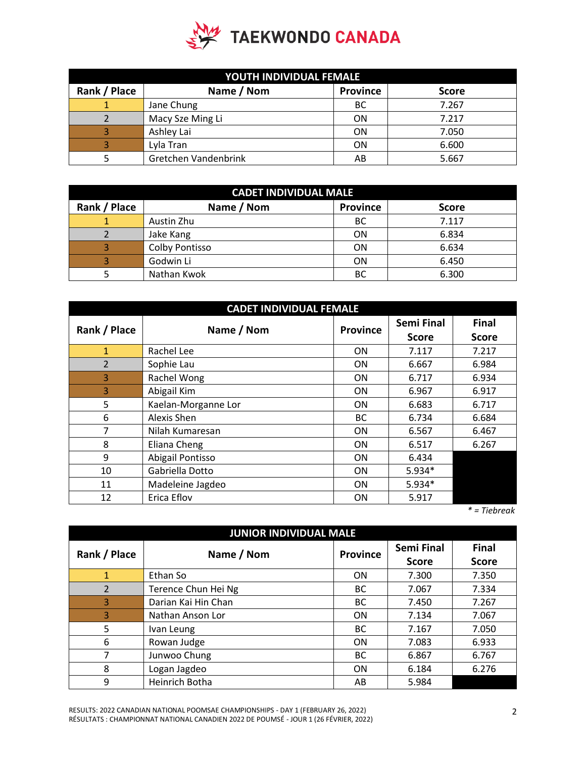# TAEKWONDO CANADA

| YOUTH INDIVIDUAL FEMALE | | | |
|---|---|---|---|
| Rank / Place | Name / Nom | Province | Score |
| 1 | Jane Chung | BC | 7.267 |
| 2 | Macy Sze Ming Li | ON | 7.217 |
| 3 | Ashley Lai | ON | 7.050 |
| 3 | Lyla Tran | ON | 6.600 |
| 5 | Gretchen Vandenbrink | AB | 5.667 |

| CADET INDIVIDUAL MALE | | | |
|---|---|---|---|
| Rank / Place | Name / Nom | Province | Score |
| 1 | Austin Zhu | BC | 7.117 |
| 2 | Jake Kang | ON | 6.834 |
| 3 | Colby Pontisso | ON | 6.634 |
| 3 | Godwin Li | ON | 6.450 |
| 5 | Nathan Kwok | BC | 6.300 |

| CADET INDIVIDUAL FEMALE | | | | |
|---|---|---|---|---|
| Rank / Place | Name / Nom | Province | Semi Final Score | Final Score |
| 1 | Rachel Lee | ON | 7.117 | 7.217 |
| 2 | Sophie Lau | ON | 6.667 | 6.984 |
| 3 | Rachel Wong | ON | 6.717 | 6.934 |
| 3 | Abigail Kim | ON | 6.967 | 6.917 |
| 5 | Kaelan-Morganne Lor | ON | 6.683 | 6.717 |
| 6 | Alexis Shen | BC | 6.734 | 6.684 |
| 7 | Nilah Kumaresan | ON | 6.567 | 6.467 |
| 8 | Eliana Cheng | ON | 6.517 | 6.267 |
| 9 | Abigail Pontisso | ON | 6.434 | |
| 10 | Gabriella Dotto | ON | 5.934* | |
| 11 | Madeleine Jagdeo | ON | 5.934* | |
| 12 | Erica Eflov | ON | 5.917 | |

*\* = Tiebreak*

| JUNIOR INDIVIDUAL MALE | | | | |
|---|---|---|---|---|
| Rank / Place | Name / Nom | Province | Semi Final Score | Final Score |
| 1 | Ethan So | ON | 7.300 | 7.350 |
| 2 | Terence Chun Hei Ng | BC | 7.067 | 7.334 |
| 3 | Darian Kai Hin Chan | BC | 7.450 | 7.267 |
| 3 | Nathan Anson Lor | ON | 7.134 | 7.067 |
| 5 | Ivan Leung | BC | 7.167 | 7.050 |
| 6 | Rowan Judge | ON | 7.083 | 6.933 |
| 7 | Junwoo Chung | BC | 6.867 | 6.767 |
| 8 | Logan Jagdeo | ON | 6.184 | 6.276 |
| 9 | Heinrich Botha | AB | 5.984 | |

RESULTS: 2022 CANADIAN NATIONAL POOMSAE CHAMPIONSHIPS - DAY 1 (FEBRUARY 26, 2022)
RÉSULTATS : CHAMPIONNAT NATIONAL CANADIEN 2022 DE POUMSÉ - JOUR 1 (26 FÉVRIER, 2022)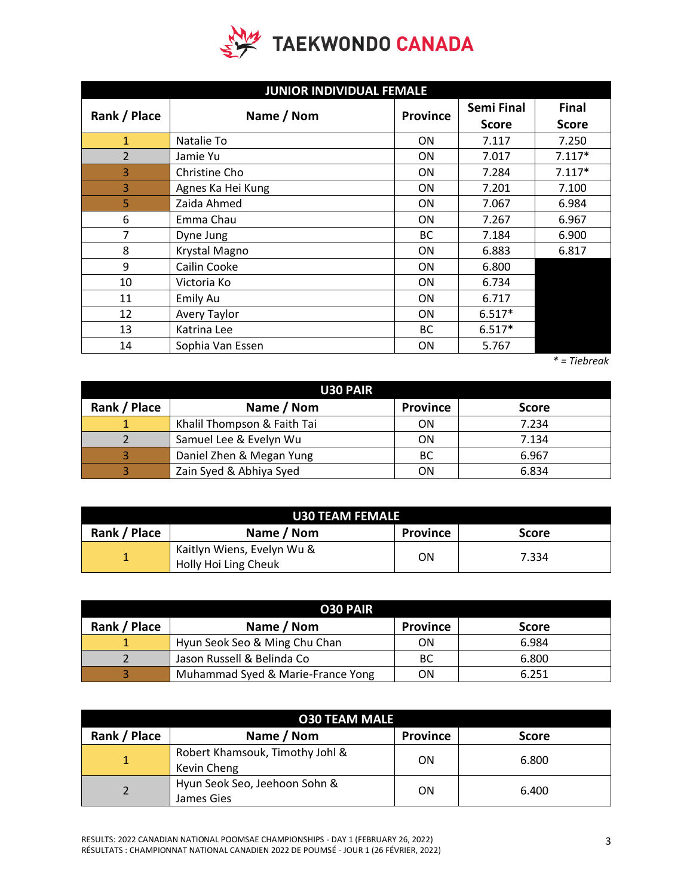**TAEKWONDO CANADA**

| JUNIOR INDIVIDUAL FEMALE | | | | |
|---|---|---|---|---|
| Rank / Place | Name / Nom | Province | Semi Final Score | Final Score |
| 1 | Natalie To | ON | 7.117 | 7.250 |
| 2 | Jamie Yu | ON | 7.017 | 7.117* |
| 3 | Christine Cho | ON | 7.284 | 7.117* |
| 3 | Agnes Ka Hei Kung | ON | 7.201 | 7.100 |
| 5 | Zaida Ahmed | ON | 7.067 | 6.984 |
| 6 | Emma Chau | ON | 7.267 | 6.967 |
| 7 | Dyne Jung | BC | 7.184 | 6.900 |
| 8 | Krystal Magno | ON | 6.883 | 6.817 |
| 9 | Cailin Cooke | ON | 6.800 | |
| 10 | Victoria Ko | ON | 6.734 | |
| 11 | Emily Au | ON | 6.717 | |
| 12 | Avery Taylor | ON | 6.517* | |
| 13 | Katrina Lee | BC | 6.517* | |
| 14 | Sophia Van Essen | ON | 5.767 | |

*\* = Tiebreak*

| U30 PAIR | | | |
|---|---|---|---|
| Rank / Place | Name / Nom | Province | Score |
| 1 | Khalil Thompson & Faith Tai | ON | 7.234 |
| 2 | Samuel Lee & Evelyn Wu | ON | 7.134 |
| 3 | Daniel Zhen & Megan Yung | BC | 6.967 |
| 3 | Zain Syed & Abhiya Syed | ON | 6.834 |

| U30 TEAM FEMALE | | | |
|---|---|---|---|
| Rank / Place | Name / Nom | Province | Score |
| 1 | Kaitlyn Wiens, Evelyn Wu & Holly Hoi Ling Cheuk | ON | 7.334 |

| O30 PAIR | | | |
|---|---|---|---|
| Rank / Place | Name / Nom | Province | Score |
| 1 | Hyun Seok Seo & Ming Chu Chan | ON | 6.984 |
| 2 | Jason Russell & Belinda Co | BC | 6.800 |
| 3 | Muhammad Syed & Marie-France Yong | ON | 6.251 |

| O30 TEAM MALE | | | |
|---|---|---|---|
| Rank / Place | Name / Nom | Province | Score |
| 1 | Robert Khamsouk, Timothy Johl & Kevin Cheng | ON | 6.800 |
| 2 | Hyun Seok Seo, Jeehoon Sohn & James Gies | ON | 6.400 |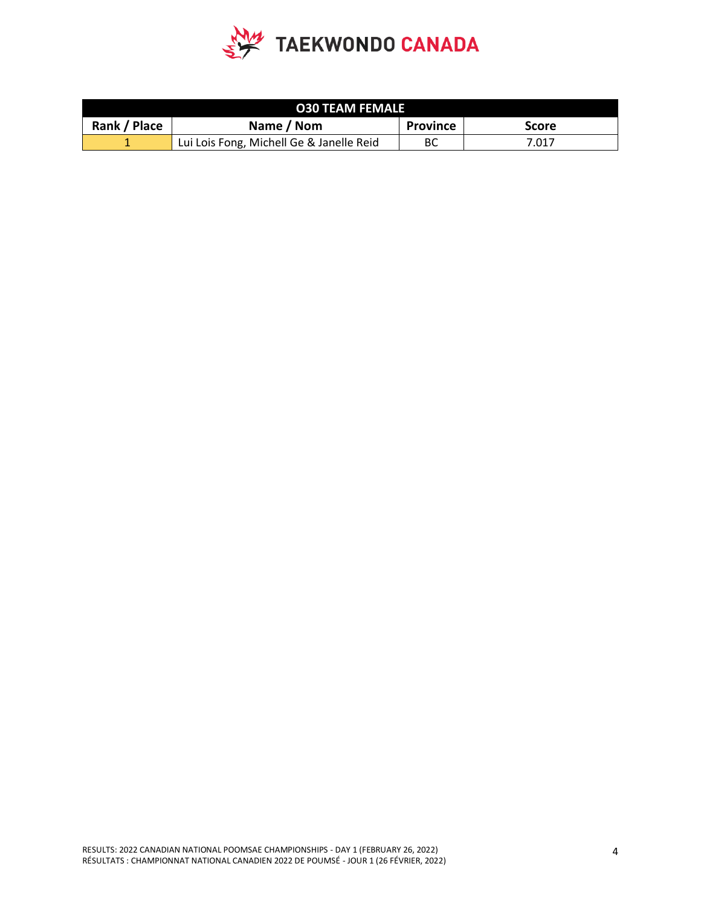| O30 TEAM FEMALE | | | |
|---|---|---|---|
| Rank / Place | Name / Nom | Province | Score |
| 1 | Lui Lois Fong, Michell Ge & Janelle Reid | BC | 7.017 |